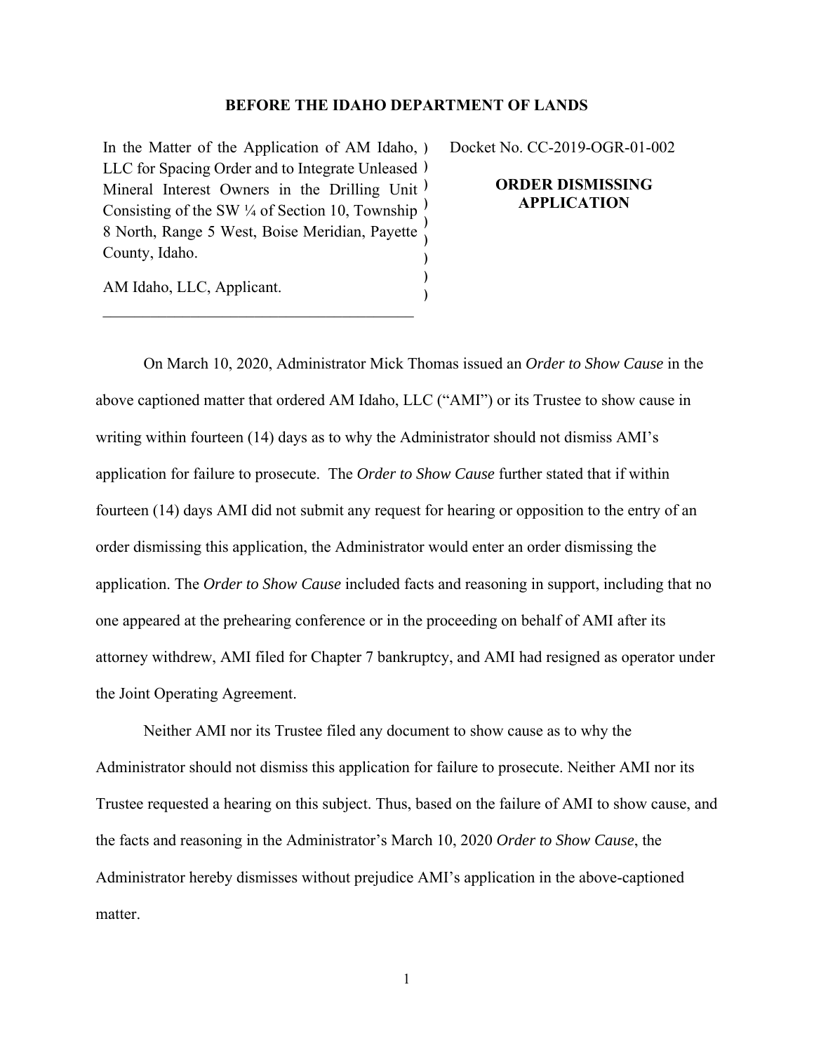**BEFORE THE IDAHO DEPARTMENT OF LANDS**

In the Matter of the Application of AM Idaho, LLC for Spacing Order and to Integrate Unleased Mineral Interest Owners in the Drilling Unit Consisting of the SW ¼ of Section 10, Township 8 North, Range 5 West, Boise Meridian, Payette County, Idaho.

AM Idaho, LLC, Applicant.

Docket No. CC-2019-OGR-01-002

**ORDER DISMISSING APPLICATION**

On March 10, 2020, Administrator Mick Thomas issued an *Order to Show Cause* in the above captioned matter that ordered AM Idaho, LLC ("AMI") or its Trustee to show cause in writing within fourteen (14) days as to why the Administrator should not dismiss AMI's application for failure to prosecute. The *Order to Show Cause* further stated that if within fourteen (14) days AMI did not submit any request for hearing or opposition to the entry of an order dismissing this application, the Administrator would enter an order dismissing the application. The *Order to Show Cause* included facts and reasoning in support, including that no one appeared at the prehearing conference or in the proceeding on behalf of AMI after its attorney withdrew, AMI filed for Chapter 7 bankruptcy, and AMI had resigned as operator under the Joint Operating Agreement.

Neither AMI nor its Trustee filed any document to show cause as to why the Administrator should not dismiss this application for failure to prosecute. Neither AMI nor its Trustee requested a hearing on this subject. Thus, based on the failure of AMI to show cause, and the facts and reasoning in the Administrator's March 10, 2020 *Order to Show Cause*, the Administrator hereby dismisses without prejudice AMI's application in the above-captioned matter.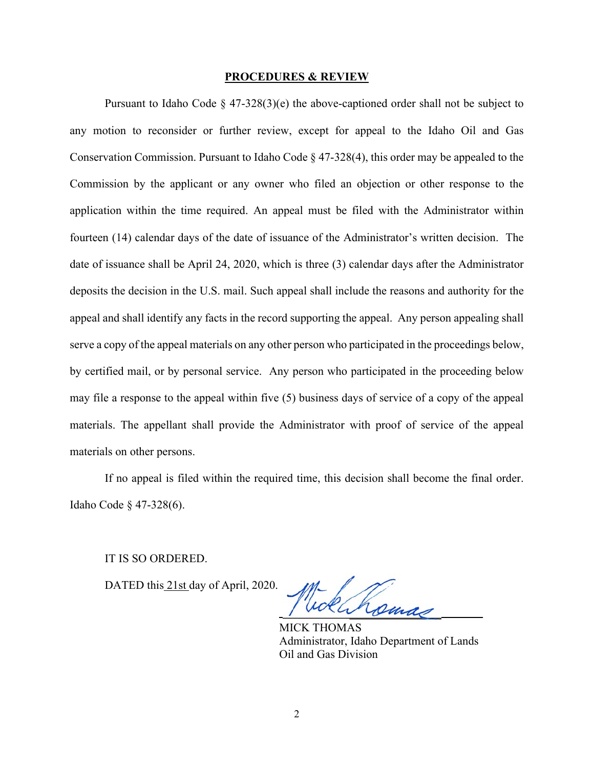## PROCEDURES & REVIEW

Pursuant to Idaho Code § 47-328(3)(e) the above-captioned order shall not be subject to any motion to reconsider or further review, except for appeal to the Idaho Oil and Gas Conservation Commission. Pursuant to Idaho Code § 47-328(4), this order may be appealed to the Commission by the applicant or any owner who filed an objection or other response to the application within the time required. An appeal must be filed with the Administrator within fourteen (14) calendar days of the date of issuance of the Administrator's written decision. The date of issuance shall be April 24, 2020, which is three (3) calendar days after the Administrator deposits the decision in the U.S. mail. Such appeal shall include the reasons and authority for the appeal and shall identify any facts in the record supporting the appeal. Any person appealing shall serve a copy of the appeal materials on any other person who participated in the proceedings below, by certified mail, or by personal service. Any person who participated in the proceeding below may file a response to the appeal within five (5) business days of service of a copy of the appeal materials. The appellant shall provide the Administrator with proof of service of the appeal materials on other persons.

If no appeal is filed within the required time, this decision shall become the final order. Idaho Code § 47-328(6).

IT IS SO ORDERED.

DATED this 21st day of April, 2020.

MICK THOMAS
Administrator, Idaho Department of Lands
Oil and Gas Division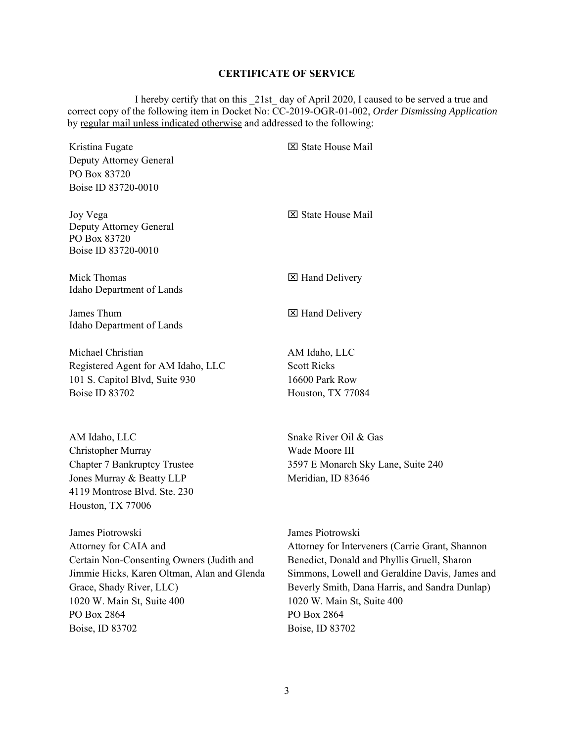## CERTIFICATE OF SERVICE

I hereby certify that on this _21st_ day of April 2020, I caused to be served a true and correct copy of the following item in Docket No: CC-2019-OGR-01-002, *Order Dismissing Application* by regular mail unless indicated otherwise and addressed to the following:

Kristina Fugate
Deputy Attorney General
PO Box 83720
Boise ID 83720-0010

☒ State House Mail

Joy Vega
Deputy Attorney General
PO Box 83720
Boise ID 83720-0010

☒ State House Mail

Mick Thomas
Idaho Department of Lands

☒ Hand Delivery

James Thum
Idaho Department of Lands

☒ Hand Delivery

Michael Christian
Registered Agent for AM Idaho, LLC
101 S. Capitol Blvd, Suite 930
Boise ID 83702

AM Idaho, LLC
Scott Ricks
16600 Park Row
Houston, TX 77084

AM Idaho, LLC
Christopher Murray
Chapter 7 Bankruptcy Trustee
Jones Murray & Beatty LLP
4119 Montrose Blvd. Ste. 230
Houston, TX 77006

Snake River Oil & Gas
Wade Moore III
3597 E Monarch Sky Lane, Suite 240
Meridian, ID 83646

James Piotrowski
Attorney for CAIA and
Certain Non-Consenting Owners (Judith and Jimmie Hicks, Karen Oltman, Alan and Glenda Grace, Shady River, LLC)
1020 W. Main St, Suite 400
PO Box 2864
Boise, ID 83702

James Piotrowski
Attorney for Interveners (Carrie Grant, Shannon Benedict, Donald and Phyllis Gruell, Sharon Simmons, Lowell and Geraldine Davis, James and Beverly Smith, Dana Harris, and Sandra Dunlap)
1020 W. Main St, Suite 400
PO Box 2864
Boise, ID 83702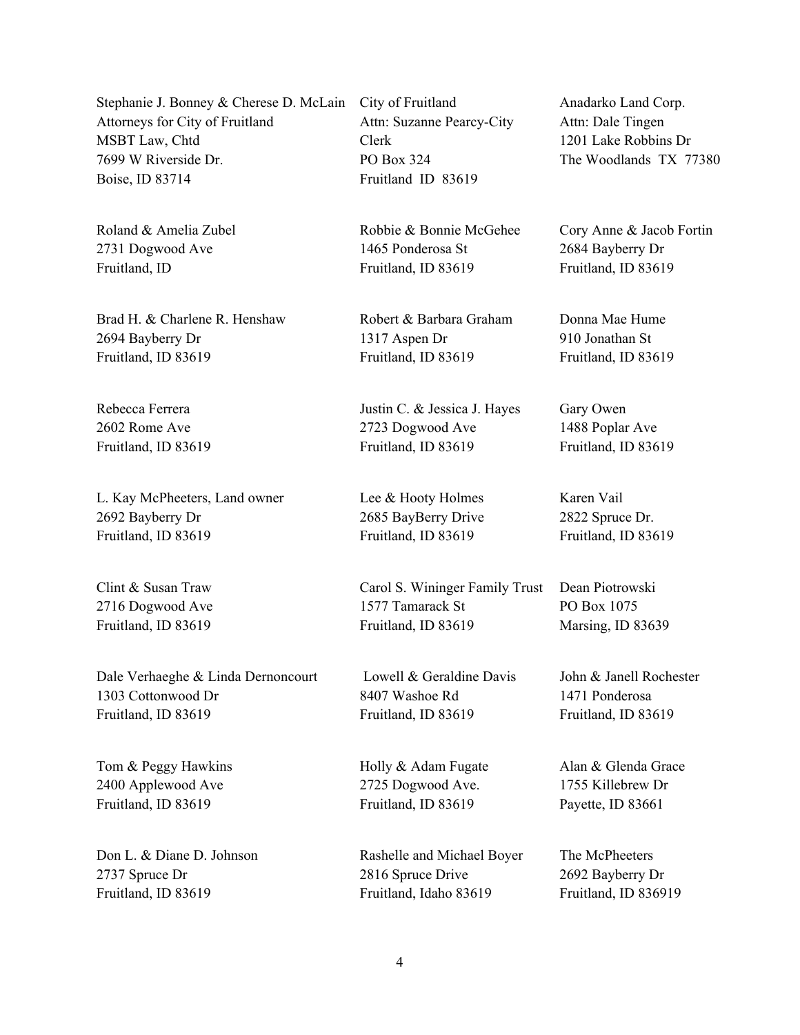Stephanie J. Bonney & Cherese D. McLain
Attorneys for City of Fruitland
MSBT Law, Chtd
7699 W Riverside Dr.
Boise, ID 83714

City of Fruitland
Attn: Suzanne Pearcy-City Clerk
PO Box 324
Fruitland ID 83619

Anadarko Land Corp.
Attn: Dale Tingen
1201 Lake Robbins Dr
The Woodlands TX 77380

Roland & Amelia Zubel
2731 Dogwood Ave
Fruitland, ID

Robbie & Bonnie McGehee
1465 Ponderosa St
Fruitland, ID 83619

Cory Anne & Jacob Fortin
2684 Bayberry Dr
Fruitland, ID 83619

Brad H. & Charlene R. Henshaw
2694 Bayberry Dr
Fruitland, ID 83619

Robert & Barbara Graham
1317 Aspen Dr
Fruitland, ID 83619

Donna Mae Hume
910 Jonathan St
Fruitland, ID 83619

Rebecca Ferrera
2602 Rome Ave
Fruitland, ID 83619

Justin C. & Jessica J. Hayes
2723 Dogwood Ave
Fruitland, ID 83619

Gary Owen
1488 Poplar Ave
Fruitland, ID 83619

L. Kay McPheeters, Land owner
2692 Bayberry Dr
Fruitland, ID 83619

Lee & Hooty Holmes
2685 BayBerry Drive
Fruitland, ID 83619

Karen Vail
2822 Spruce Dr.
Fruitland, ID 83619

Clint & Susan Traw
2716 Dogwood Ave
Fruitland, ID 83619

Carol S. Wininger Family Trust
1577 Tamarack St
Fruitland, ID 83619

Dean Piotrowski
PO Box 1075
Marsing, ID 83639

Dale Verhaeghe & Linda Dernoncourt
1303 Cottonwood Dr
Fruitland, ID 83619

Lowell & Geraldine Davis
8407 Washoe Rd
Fruitland, ID 83619

John & Janell Rochester
1471 Ponderosa
Fruitland, ID 83619

Tom & Peggy Hawkins
2400 Applewood Ave
Fruitland, ID 83619

Holly & Adam Fugate
2725 Dogwood Ave.
Fruitland, ID 83619

Alan & Glenda Grace
1755 Killebrew Dr
Payette, ID 83661

Don L. & Diane D. Johnson
2737 Spruce Dr
Fruitland, ID 83619

Rashelle and Michael Boyer
2816 Spruce Drive
Fruitland, Idaho 83619

The McPheeters
2692 Bayberry Dr
Fruitland, ID 836919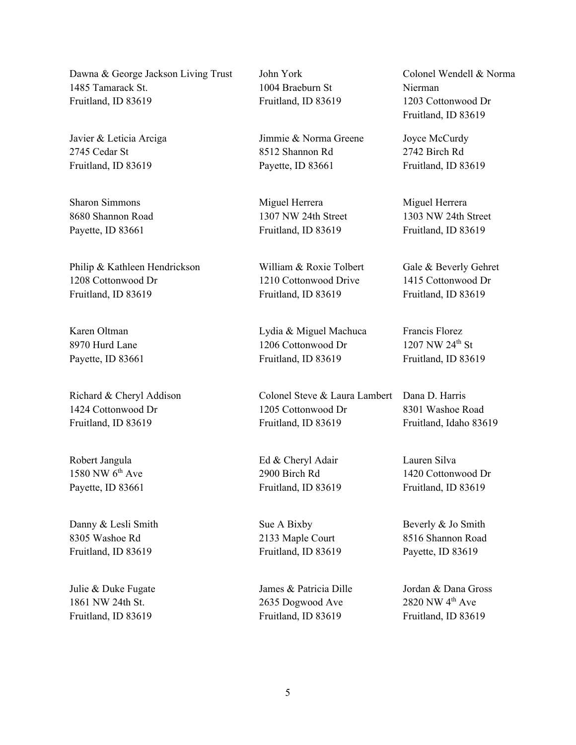Dawna & George Jackson Living Trust
1485 Tamarack St.
Fruitland, ID 83619

John York
1004 Braeburn St
Fruitland, ID 83619

Colonel Wendell & Norma Nierman
1203 Cottonwood Dr
Fruitland, ID 83619

Javier & Leticia Arciga
2745 Cedar St
Fruitland, ID 83619

Jimmie & Norma Greene
8512 Shannon Rd
Payette, ID 83661

Joyce McCurdy
2742 Birch Rd
Fruitland, ID 83619

Sharon Simmons
8680 Shannon Road
Payette, ID 83661

Miguel Herrera
1307 NW 24th Street
Fruitland, ID 83619

Miguel Herrera
1303 NW 24th Street
Fruitland, ID 83619

Philip & Kathleen Hendrickson
1208 Cottonwood Dr
Fruitland, ID 83619

William & Roxie Tolbert
1210 Cottonwood Drive
Fruitland, ID 83619

Gale & Beverly Gehret
1415 Cottonwood Dr
Fruitland, ID 83619

Karen Oltman
8970 Hurd Lane
Payette, ID 83661

Lydia & Miguel Machuca
1206 Cottonwood Dr
Fruitland, ID 83619

Francis Florez
1207 NW 24th St
Fruitland, ID 83619

Richard & Cheryl Addison
1424 Cottonwood Dr
Fruitland, ID 83619

Colonel Steve & Laura Lambert
1205 Cottonwood Dr
Fruitland, ID 83619

Dana D. Harris
8301 Washoe Road
Fruitland, Idaho 83619

Robert Jangula
1580 NW 6th Ave
Payette, ID 83661

Ed & Cheryl Adair
2900 Birch Rd
Fruitland, ID 83619

Lauren Silva
1420 Cottonwood Dr
Fruitland, ID 83619

Danny & Lesli Smith
8305 Washoe Rd
Fruitland, ID 83619

Sue A Bixby
2133 Maple Court
Fruitland, ID 83619

Beverly & Jo Smith
8516 Shannon Road
Payette, ID 83619

Julie & Duke Fugate
1861 NW 24th St.
Fruitland, ID 83619

James & Patricia Dille
2635 Dogwood Ave
Fruitland, ID 83619

Jordan & Dana Gross
2820 NW 4th Ave
Fruitland, ID 83619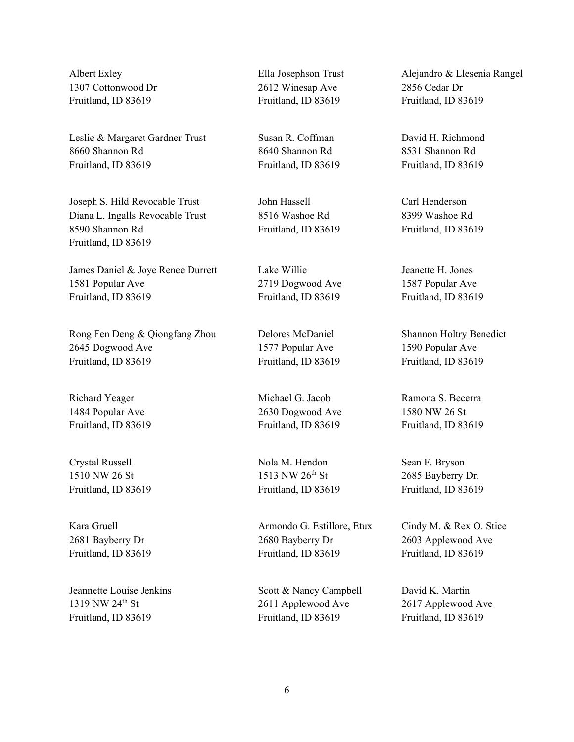Albert Exley
1307 Cottonwood Dr
Fruitland, ID 83619

Ella Josephson Trust
2612 Winesap Ave
Fruitland, ID 83619

Alejandro & Llesenia Rangel
2856 Cedar Dr
Fruitland, ID 83619

Leslie & Margaret Gardner Trust
8660 Shannon Rd
Fruitland, ID 83619

Susan R. Coffman
8640 Shannon Rd
Fruitland, ID 83619

David H. Richmond
8531 Shannon Rd
Fruitland, ID 83619

Joseph S. Hild Revocable Trust
Diana L. Ingalls Revocable Trust
8590 Shannon Rd
Fruitland, ID 83619

John Hassell
8516 Washoe Rd
Fruitland, ID 83619

Carl Henderson
8399 Washoe Rd
Fruitland, ID 83619

James Daniel & Joye Renee Durrett
1581 Popular Ave
Fruitland, ID 83619

Lake Willie
2719 Dogwood Ave
Fruitland, ID 83619

Jeanette H. Jones
1587 Popular Ave
Fruitland, ID 83619

Rong Fen Deng & Qiongfang Zhou
2645 Dogwood Ave
Fruitland, ID 83619

Delores McDaniel
1577 Popular Ave
Fruitland, ID 83619

Shannon Holtry Benedict
1590 Popular Ave
Fruitland, ID 83619

Richard Yeager
1484 Popular Ave
Fruitland, ID 83619

Michael G. Jacob
2630 Dogwood Ave
Fruitland, ID 83619

Ramona S. Becerra
1580 NW 26 St
Fruitland, ID 83619

Crystal Russell
1510 NW 26 St
Fruitland, ID 83619

Nola M. Hendon
1513 NW 26th St
Fruitland, ID 83619

Sean F. Bryson
2685 Bayberry Dr.
Fruitland, ID 83619

Kara Gruell
2681 Bayberry Dr
Fruitland, ID 83619

Armondo G. Estillore, Etux
2680 Bayberry Dr
Fruitland, ID 83619

Cindy M. & Rex O. Stice
2603 Applewood Ave
Fruitland, ID 83619

Jeannette Louise Jenkins
1319 NW 24th St
Fruitland, ID 83619

Scott & Nancy Campbell
2611 Applewood Ave
Fruitland, ID 83619

David K. Martin
2617 Applewood Ave
Fruitland, ID 83619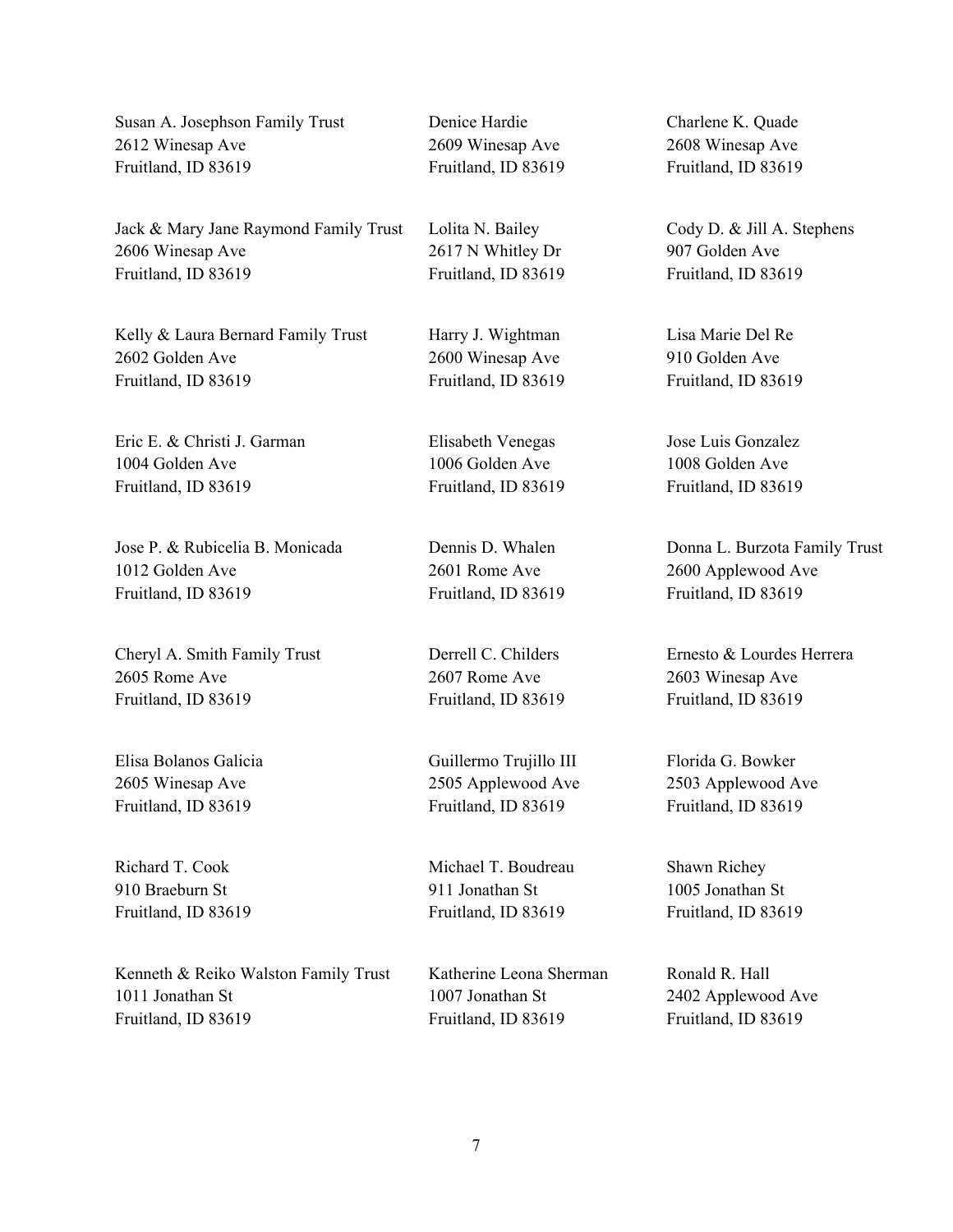Susan A. Josephson Family Trust
2612 Winesap Ave
Fruitland, ID 83619

Denice Hardie
2609 Winesap Ave
Fruitland, ID 83619

Charlene K. Quade
2608 Winesap Ave
Fruitland, ID 83619

Jack & Mary Jane Raymond Family Trust
2606 Winesap Ave
Fruitland, ID 83619

Lolita N. Bailey
2617 N Whitley Dr
Fruitland, ID 83619

Cody D. & Jill A. Stephens
907 Golden Ave
Fruitland, ID 83619

Kelly & Laura Bernard Family Trust
2602 Golden Ave
Fruitland, ID 83619

Harry J. Wightman
2600 Winesap Ave
Fruitland, ID 83619

Lisa Marie Del Re
910 Golden Ave
Fruitland, ID 83619

Eric E. & Christi J. Garman
1004 Golden Ave
Fruitland, ID 83619

Elisabeth Venegas
1006 Golden Ave
Fruitland, ID 83619

Jose Luis Gonzalez
1008 Golden Ave
Fruitland, ID 83619

Jose P. & Rubicelia B. Monicada
1012 Golden Ave
Fruitland, ID 83619

Dennis D. Whalen
2601 Rome Ave
Fruitland, ID 83619

Donna L. Burzota Family Trust
2600 Applewood Ave
Fruitland, ID 83619

Cheryl A. Smith Family Trust
2605 Rome Ave
Fruitland, ID 83619

Derrell C. Childers
2607 Rome Ave
Fruitland, ID 83619

Ernesto & Lourdes Herrera
2603 Winesap Ave
Fruitland, ID 83619

Elisa Bolanos Galicia
2605 Winesap Ave
Fruitland, ID 83619

Guillermo Trujillo III
2505 Applewood Ave
Fruitland, ID 83619

Florida G. Bowker
2503 Applewood Ave
Fruitland, ID 83619

Richard T. Cook
910 Braeburn St
Fruitland, ID 83619

Michael T. Boudreau
911 Jonathan St
Fruitland, ID 83619

Shawn Richey
1005 Jonathan St
Fruitland, ID 83619

Kenneth & Reiko Walston Family Trust
1011 Jonathan St
Fruitland, ID 83619

Katherine Leona Sherman
1007 Jonathan St
Fruitland, ID 83619

Ronald R. Hall
2402 Applewood Ave
Fruitland, ID 83619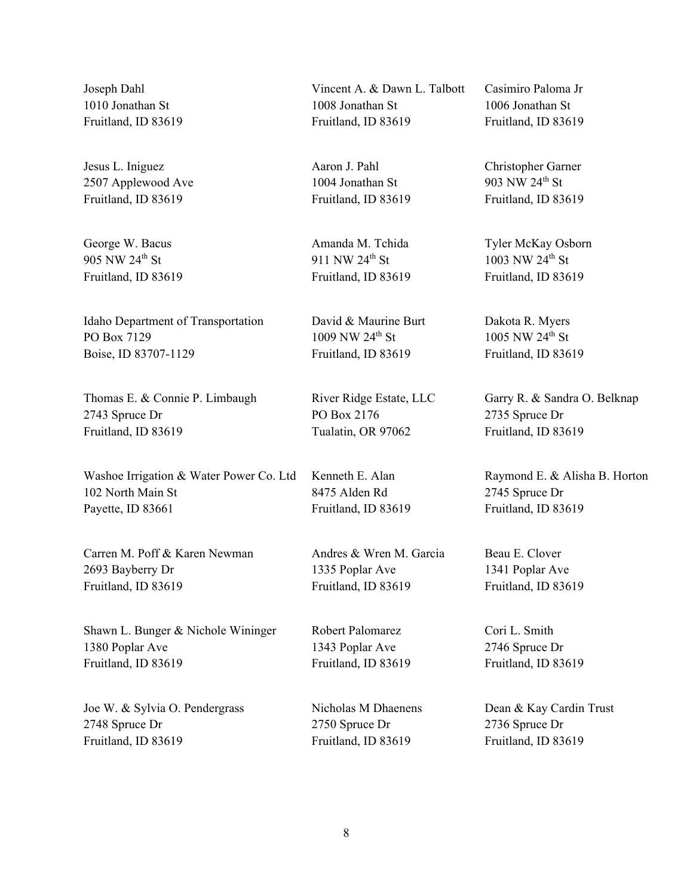Joseph Dahl
1010 Jonathan St
Fruitland, ID 83619

Vincent A. & Dawn L. Talbott
1008 Jonathan St
Fruitland, ID 83619

Casimiro Paloma Jr
1006 Jonathan St
Fruitland, ID 83619

Jesus L. Iniguez
2507 Applewood Ave
Fruitland, ID 83619

Aaron J. Pahl
1004 Jonathan St
Fruitland, ID 83619

Christopher Garner
903 NW 24th St
Fruitland, ID 83619

George W. Bacus
905 NW 24th St
Fruitland, ID 83619

Amanda M. Tchida
911 NW 24th St
Fruitland, ID 83619

Tyler McKay Osborn
1003 NW 24th St
Fruitland, ID 83619

Idaho Department of Transportation
PO Box 7129
Boise, ID 83707-1129

David & Maurine Burt
1009 NW 24th St
Fruitland, ID 83619

Dakota R. Myers
1005 NW 24th St
Fruitland, ID 83619

Thomas E. & Connie P. Limbaugh
2743 Spruce Dr
Fruitland, ID 83619

River Ridge Estate, LLC
PO Box 2176
Tualatin, OR 97062

Garry R. & Sandra O. Belknap
2735 Spruce Dr
Fruitland, ID 83619

Washoe Irrigation & Water Power Co. Ltd
102 North Main St
Payette, ID 83661

Kenneth E. Alan
8475 Alden Rd
Fruitland, ID 83619

Raymond E. & Alisha B. Horton
2745 Spruce Dr
Fruitland, ID 83619

Carren M. Poff & Karen Newman
2693 Bayberry Dr
Fruitland, ID 83619

Andres & Wren M. Garcia
1335 Poplar Ave
Fruitland, ID 83619

Beau E. Clover
1341 Poplar Ave
Fruitland, ID 83619

Shawn L. Bunger & Nichole Wininger
1380 Poplar Ave
Fruitland, ID 83619

Robert Palomarez
1343 Poplar Ave
Fruitland, ID 83619

Cori L. Smith
2746 Spruce Dr
Fruitland, ID 83619

Joe W. & Sylvia O. Pendergrass
2748 Spruce Dr
Fruitland, ID 83619

Nicholas M Dhaenens
2750 Spruce Dr
Fruitland, ID 83619

Dean & Kay Cardin Trust
2736 Spruce Dr
Fruitland, ID 83619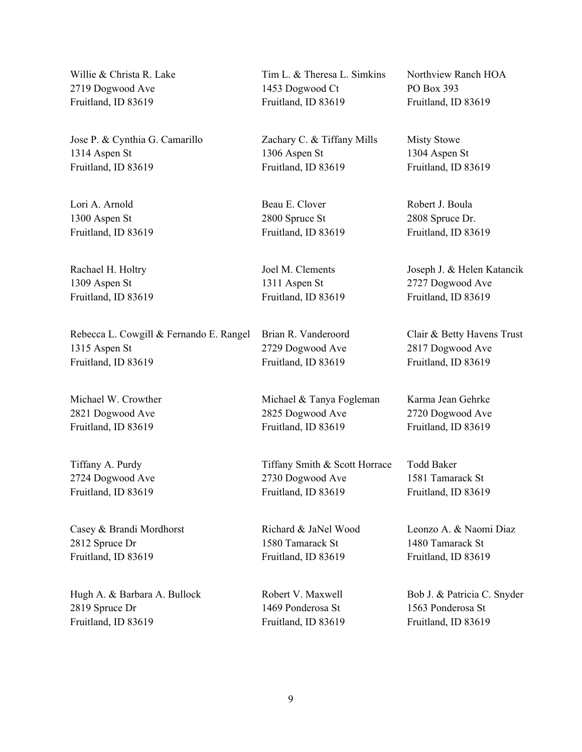Willie & Christa R. Lake
2719 Dogwood Ave
Fruitland, ID 83619

Tim L. & Theresa L. Simkins
1453 Dogwood Ct
Fruitland, ID 83619

Northview Ranch HOA
PO Box 393
Fruitland, ID 83619

Jose P. & Cynthia G. Camarillo
1314 Aspen St
Fruitland, ID 83619

Zachary C. & Tiffany Mills
1306 Aspen St
Fruitland, ID 83619

Misty Stowe
1304 Aspen St
Fruitland, ID 83619

Lori A. Arnold
1300 Aspen St
Fruitland, ID 83619

Beau E. Clover
2800 Spruce St
Fruitland, ID 83619

Robert J. Boula
2808 Spruce Dr.
Fruitland, ID 83619

Rachael H. Holtry
1309 Aspen St
Fruitland, ID 83619

Joel M. Clements
1311 Aspen St
Fruitland, ID 83619

Joseph J. & Helen Katancik
2727 Dogwood Ave
Fruitland, ID 83619

Rebecca L. Cowgill & Fernando E. Rangel
1315 Aspen St
Fruitland, ID 83619

Brian R. Vanderoord
2729 Dogwood Ave
Fruitland, ID 83619

Clair & Betty Havens Trust
2817 Dogwood Ave
Fruitland, ID 83619

Michael W. Crowther
2821 Dogwood Ave
Fruitland, ID 83619

Michael & Tanya Fogleman
2825 Dogwood Ave
Fruitland, ID 83619

Karma Jean Gehrke
2720 Dogwood Ave
Fruitland, ID 83619

Tiffany A. Purdy
2724 Dogwood Ave
Fruitland, ID 83619

Tiffany Smith & Scott Horrace
2730 Dogwood Ave
Fruitland, ID 83619

Todd Baker
1581 Tamarack St
Fruitland, ID 83619

Casey & Brandi Mordhorst
2812 Spruce Dr
Fruitland, ID 83619

Richard & JaNel Wood
1580 Tamarack St
Fruitland, ID 83619

Leonzo A. & Naomi Diaz
1480 Tamarack St
Fruitland, ID 83619

Hugh A. & Barbara A. Bullock
2819 Spruce Dr
Fruitland, ID 83619

Robert V. Maxwell
1469 Ponderosa St
Fruitland, ID 83619

Bob J. & Patricia C. Snyder
1563 Ponderosa St
Fruitland, ID 83619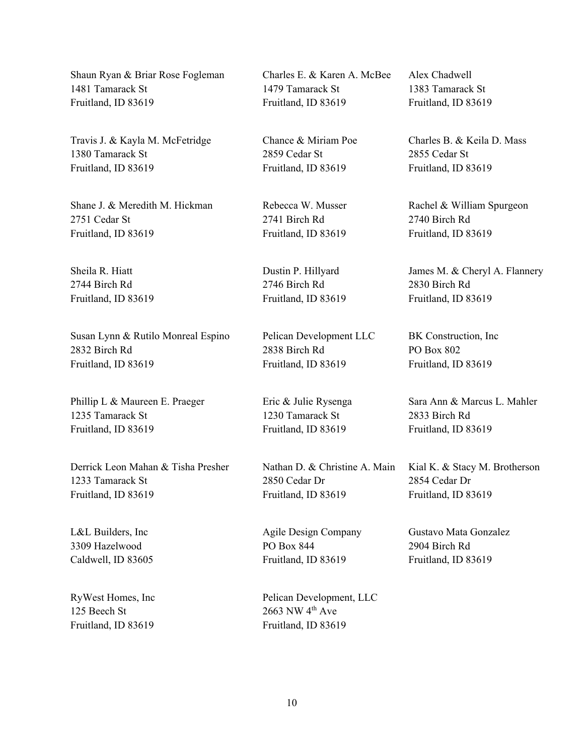Shaun Ryan & Briar Rose Fogleman
1481 Tamarack St
Fruitland, ID 83619

Charles E. & Karen A. McBee
1479 Tamarack St
Fruitland, ID 83619

Alex Chadwell
1383 Tamarack St
Fruitland, ID 83619

Travis J. & Kayla M. McFetridge
1380 Tamarack St
Fruitland, ID 83619

Chance & Miriam Poe
2859 Cedar St
Fruitland, ID 83619

Charles B. & Keila D. Mass
2855 Cedar St
Fruitland, ID 83619

Shane J. & Meredith M. Hickman
2751 Cedar St
Fruitland, ID 83619

Rebecca W. Musser
2741 Birch Rd
Fruitland, ID 83619

Rachel & William Spurgeon
2740 Birch Rd
Fruitland, ID 83619

Sheila R. Hiatt
2744 Birch Rd
Fruitland, ID 83619

Dustin P. Hillyard
2746 Birch Rd
Fruitland, ID 83619

James M. & Cheryl A. Flannery
2830 Birch Rd
Fruitland, ID 83619

Susan Lynn & Rutilo Monreal Espino
2832 Birch Rd
Fruitland, ID 83619

Pelican Development LLC
2838 Birch Rd
Fruitland, ID 83619

BK Construction, Inc
PO Box 802
Fruitland, ID 83619

Phillip L & Maureen E. Praeger
1235 Tamarack St
Fruitland, ID 83619

Eric & Julie Rysenga
1230 Tamarack St
Fruitland, ID 83619

Sara Ann & Marcus L. Mahler
2833 Birch Rd
Fruitland, ID 83619

Derrick Leon Mahan & Tisha Presher
1233 Tamarack St
Fruitland, ID 83619

Nathan D. & Christine A. Main
2850 Cedar Dr
Fruitland, ID 83619

Kial K. & Stacy M. Brotherson
2854 Cedar Dr
Fruitland, ID 83619

L&L Builders, Inc
3309 Hazelwood
Caldwell, ID 83605

Agile Design Company
PO Box 844
Fruitland, ID 83619

Gustavo Mata Gonzalez
2904 Birch Rd
Fruitland, ID 83619

RyWest Homes, Inc
125 Beech St
Fruitland, ID 83619

Pelican Development, LLC
2663 NW 4th Ave
Fruitland, ID 83619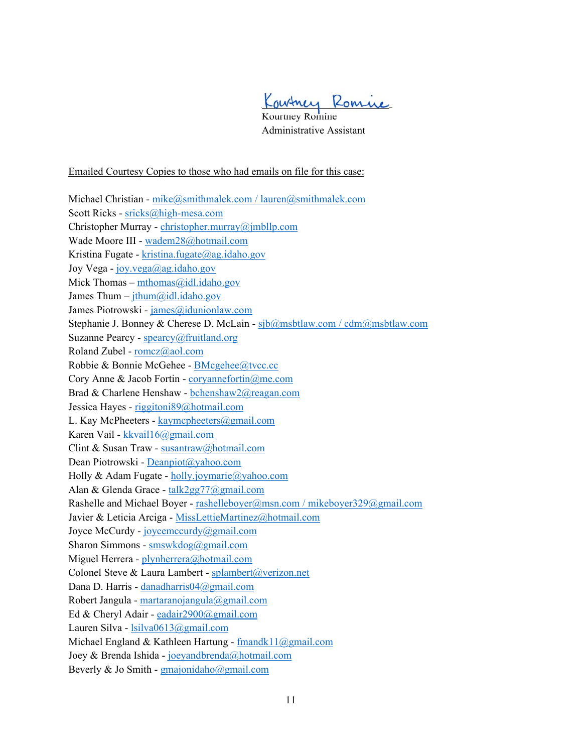Kourtney Romine
Administrative Assistant

Emailed Courtesy Copies to those who had emails on file for this case:

Michael Christian - mike@smithmalek.com / lauren@smithmalek.com
Scott Ricks - sricks@high-mesa.com
Christopher Murray - christopher.murray@jmbllp.com
Wade Moore III - wadem28@hotmail.com
Kristina Fugate - kristina.fugate@ag.idaho.gov
Joy Vega - joy.vega@ag.idaho.gov
Mick Thomas – mthomas@idl.idaho.gov
James Thum – jthum@idl.idaho.gov
James Piotrowski - james@idunionlaw.com
Stephanie J. Bonney & Cherese D. McLain - sjb@msbtlaw.com / cdm@msbtlaw.com
Suzanne Pearcy - spearcy@fruitland.org
Roland Zubel - romcz@aol.com
Robbie & Bonnie McGehee - BMcgehee@tvcc.cc
Cory Anne & Jacob Fortin - coryannefortin@me.com
Brad & Charlene Henshaw - bchenshaw2@reagan.com
Jessica Hayes - riggitoni89@hotmail.com
L. Kay McPheeters - kaymcpheeters@gmail.com
Karen Vail - kkvail16@gmail.com
Clint & Susan Traw - susantraw@hotmail.com
Dean Piotrowski - Deanpiot@yahoo.com
Holly & Adam Fugate - holly.joymarie@yahoo.com
Alan & Glenda Grace - talk2gg77@gmail.com
Rashelle and Michael Boyer - rashelleboyer@msn.com / mikeboyer329@gmail.com
Javier & Leticia Arciga - MissLettieMartinez@hotmail.com
Joyce McCurdy - joycemccurdy@gmail.com
Sharon Simmons - smswkdog@gmail.com
Miguel Herrera - plynherrera@hotmail.com
Colonel Steve & Laura Lambert - splambert@verizon.net
Dana D. Harris - danadharris04@gmail.com
Robert Jangula - martaranojangula@gmail.com
Ed & Cheryl Adair - eadair2900@gmail.com
Lauren Silva - lsilva0613@gmail.com
Michael England & Kathleen Hartung - fmandk11@gmail.com
Joey & Brenda Ishida - joeyandbrenda@hotmail.com
Beverly & Jo Smith - gmajonidaho@gmail.com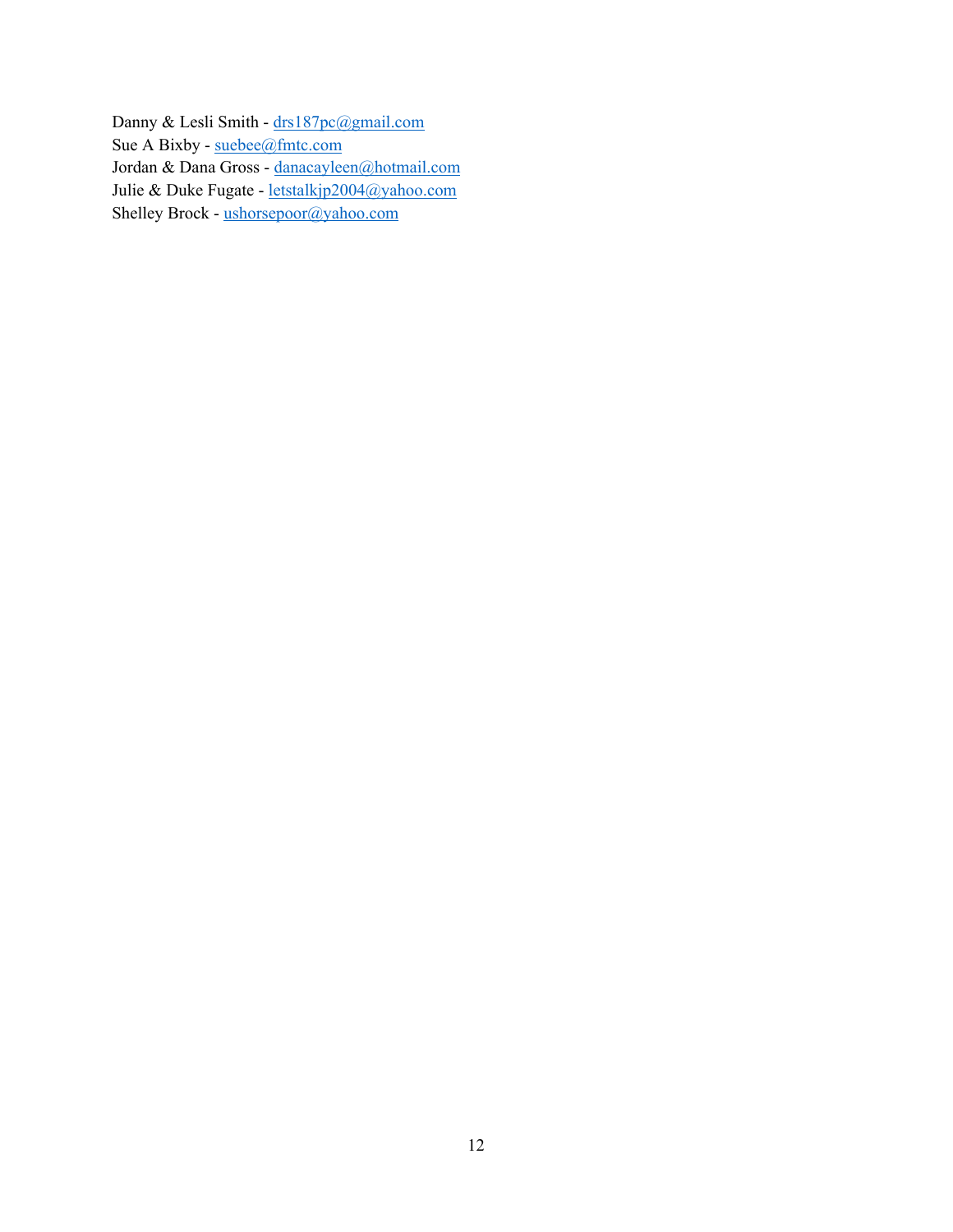Danny & Lesli Smith - drs187pc@gmail.com
Sue A Bixby - suebee@fmtc.com
Jordan & Dana Gross - danacayleen@hotmail.com
Julie & Duke Fugate - letstalkjp2004@yahoo.com
Shelley Brock - ushorsepoor@yahoo.com